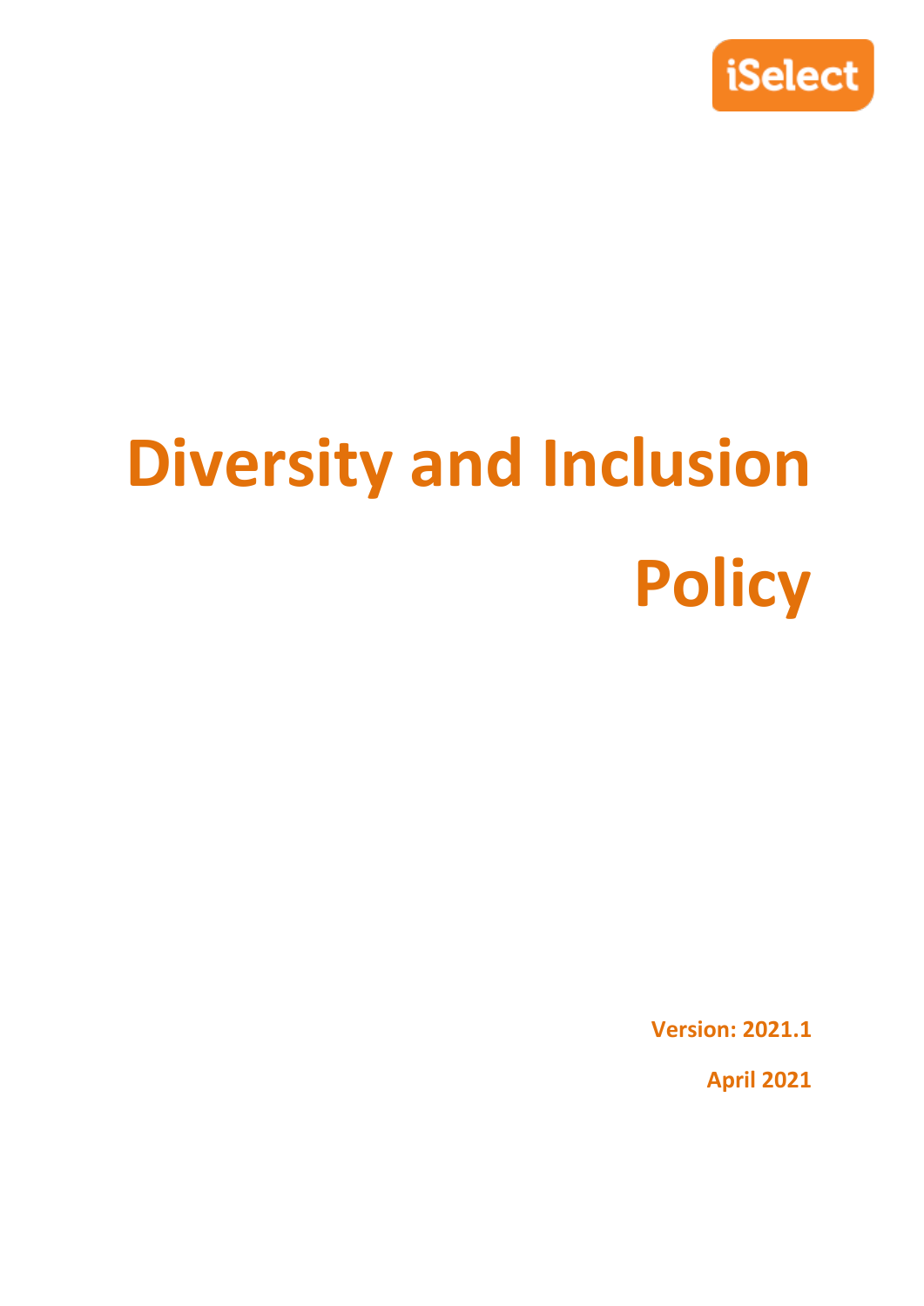iSelect

# Diversity and Inclusion Policy

**Version: 2021.1**

**April 2021**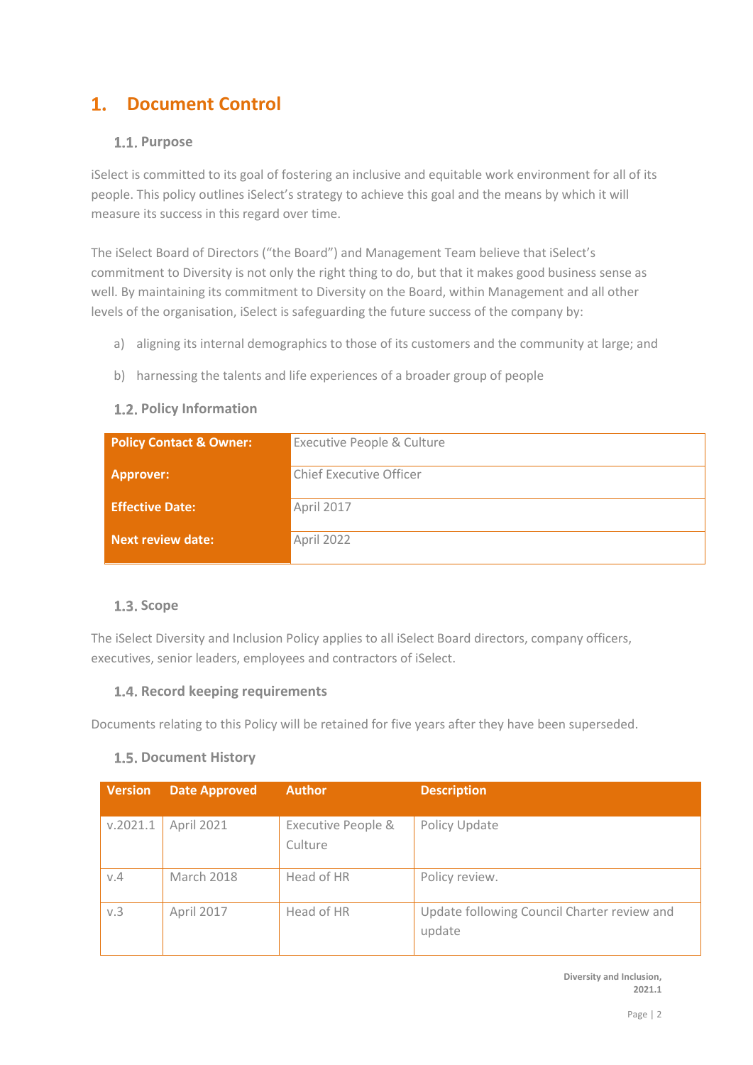# 1. Document Control

## 1.1. Purpose

iSelect is committed to its goal of fostering an inclusive and equitable work environment for all of its people. This policy outlines iSelect's strategy to achieve this goal and the means by which it will measure its success in this regard over time.

The iSelect Board of Directors ("the Board") and Management Team believe that iSelect's commitment to Diversity is not only the right thing to do, but that it makes good business sense as well. By maintaining its commitment to Diversity on the Board, within Management and all other levels of the organisation, iSelect is safeguarding the future success of the company by:

a) aligning its internal demographics to those of its customers and the community at large; and

b) harnessing the talents and life experiences of a broader group of people

## 1.2. Policy Information

| | |
|---|---|
| **Policy Contact & Owner:** | Executive People & Culture |
| **Approver:** | Chief Executive Officer |
| **Effective Date:** | April 2017 |
| **Next review date:** | April 2022 |

## 1.3. Scope

The iSelect Diversity and Inclusion Policy applies to all iSelect Board directors, company officers, executives, senior leaders, employees and contractors of iSelect.

## 1.4. Record keeping requirements

Documents relating to this Policy will be retained for five years after they have been superseded.

## 1.5. Document History

| Version | Date Approved | Author | Description |
|---|---|---|---|
| v.2021.1 | April 2021 | Executive People & Culture | Policy Update |
| v.4 | March 2018 | Head of HR | Policy review. |
| v.3 | April 2017 | Head of HR | Update following Council Charter review and update |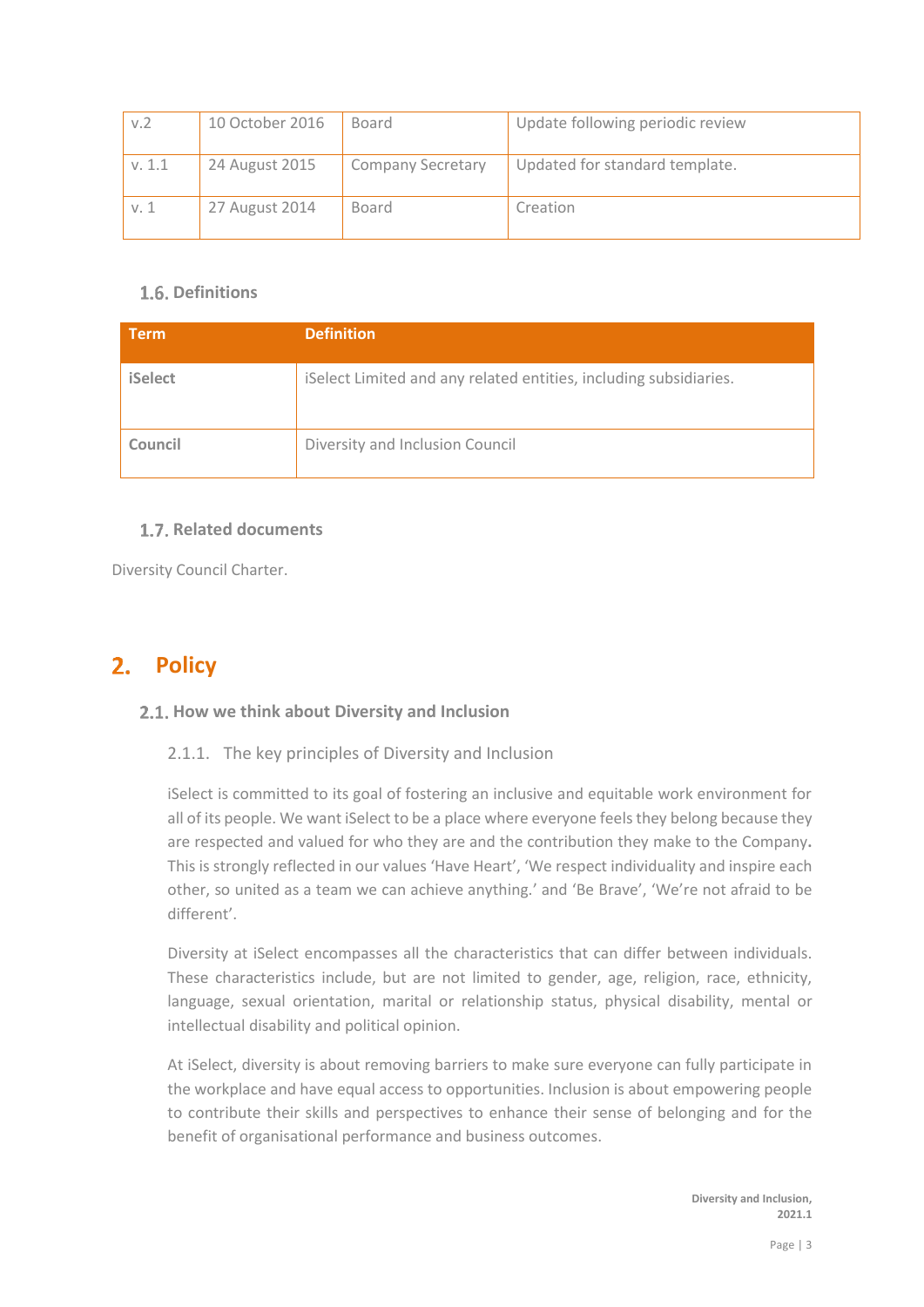| v.2 | 10 October 2016 | Board | Update following periodic review |
|---|---|---|---|
| v. 1.1 | 24 August 2015 | Company Secretary | Updated for standard template. |
| v. 1 | 27 August 2014 | Board | Creation |

### 1.6. Definitions

| Term | Definition |
|---|---|
| **iSelect** | iSelect Limited and any related entities, including subsidiaries. |
| **Council** | Diversity and Inclusion Council |

### 1.7. Related documents

Diversity Council Charter.

## 2. Policy

### 2.1. How we think about Diversity and Inclusion

#### 2.1.1. The key principles of Diversity and Inclusion

iSelect is committed to its goal of fostering an inclusive and equitable work environment for all of its people. We want iSelect to be a place where everyone feels they belong because they are respected and valued for who they are and the contribution they make to the Company**.** This is strongly reflected in our values 'Have Heart', 'We respect individuality and inspire each other, so united as a team we can achieve anything.' and 'Be Brave', 'We're not afraid to be different'.

Diversity at iSelect encompasses all the characteristics that can differ between individuals. These characteristics include, but are not limited to gender, age, religion, race, ethnicity, language, sexual orientation, marital or relationship status, physical disability, mental or intellectual disability and political opinion.

At iSelect, diversity is about removing barriers to make sure everyone can fully participate in the workplace and have equal access to opportunities. Inclusion is about empowering people to contribute their skills and perspectives to enhance their sense of belonging and for the benefit of organisational performance and business outcomes.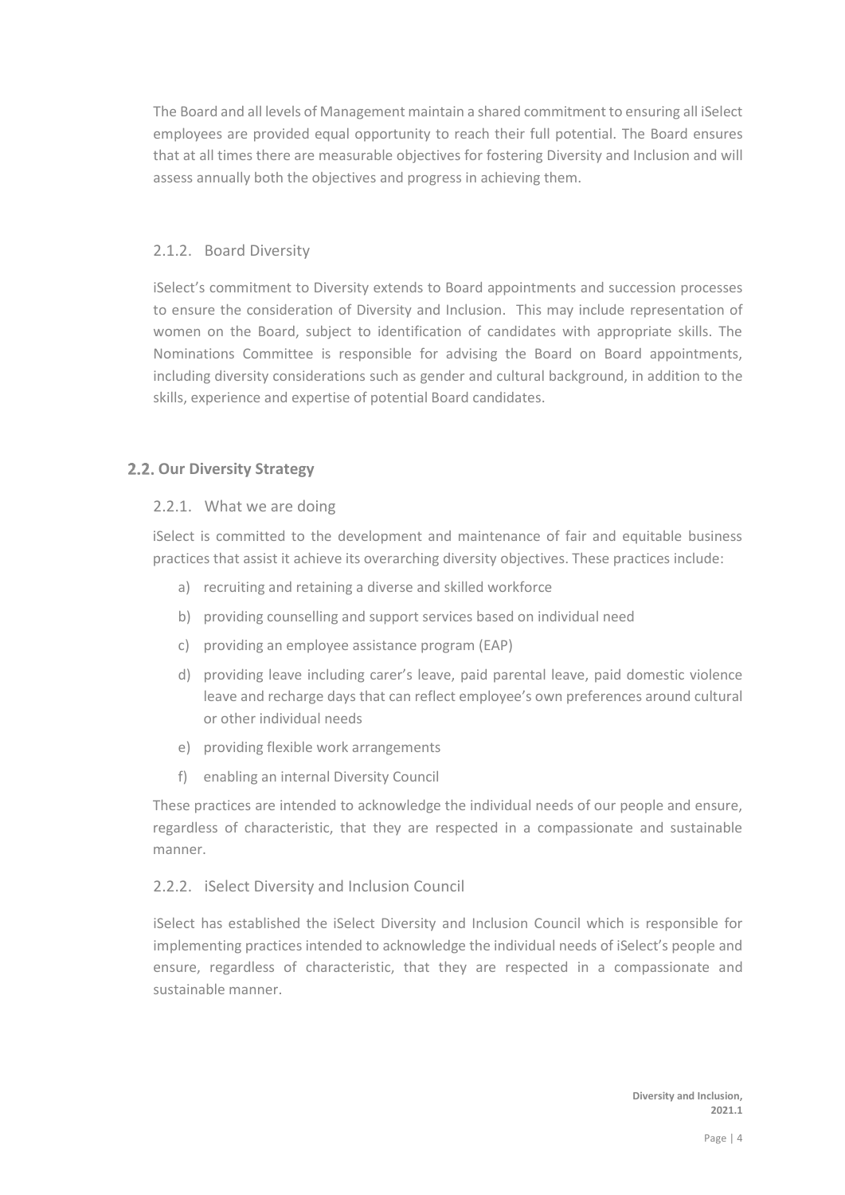The Board and all levels of Management maintain a shared commitment to ensuring all iSelect employees are provided equal opportunity to reach their full potential. The Board ensures that at all times there are measurable objectives for fostering Diversity and Inclusion and will assess annually both the objectives and progress in achieving them.

### 2.1.2. Board Diversity

iSelect's commitment to Diversity extends to Board appointments and succession processes to ensure the consideration of Diversity and Inclusion. This may include representation of women on the Board, subject to identification of candidates with appropriate skills. The Nominations Committee is responsible for advising the Board on Board appointments, including diversity considerations such as gender and cultural background, in addition to the skills, experience and expertise of potential Board candidates.

## 2.2. Our Diversity Strategy

### 2.2.1. What we are doing

iSelect is committed to the development and maintenance of fair and equitable business practices that assist it achieve its overarching diversity objectives. These practices include:

a) recruiting and retaining a diverse and skilled workforce
b) providing counselling and support services based on individual need
c) providing an employee assistance program (EAP)
d) providing leave including carer's leave, paid parental leave, paid domestic violence leave and recharge days that can reflect employee's own preferences around cultural or other individual needs
e) providing flexible work arrangements
f) enabling an internal Diversity Council

These practices are intended to acknowledge the individual needs of our people and ensure, regardless of characteristic, that they are respected in a compassionate and sustainable manner.

### 2.2.2. iSelect Diversity and Inclusion Council

iSelect has established the iSelect Diversity and Inclusion Council which is responsible for implementing practices intended to acknowledge the individual needs of iSelect's people and ensure, regardless of characteristic, that they are respected in a compassionate and sustainable manner.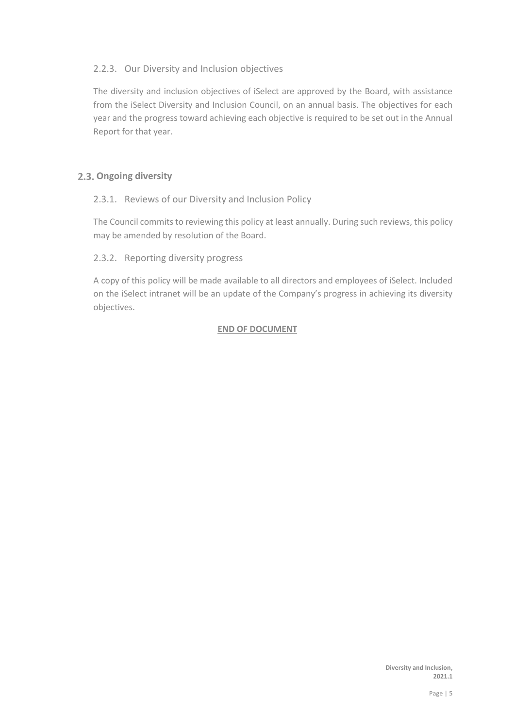#### 2.2.3. Our Diversity and Inclusion objectives

The diversity and inclusion objectives of iSelect are approved by the Board, with assistance from the iSelect Diversity and Inclusion Council, on an annual basis. The objectives for each year and the progress toward achieving each objective is required to be set out in the Annual Report for that year.

### 2.3. Ongoing diversity

#### 2.3.1. Reviews of our Diversity and Inclusion Policy

The Council commits to reviewing this policy at least annually. During such reviews, this policy may be amended by resolution of the Board.

#### 2.3.2. Reporting diversity progress

A copy of this policy will be made available to all directors and employees of iSelect. Included on the iSelect intranet will be an update of the Company's progress in achieving its diversity objectives.

**END OF DOCUMENT**